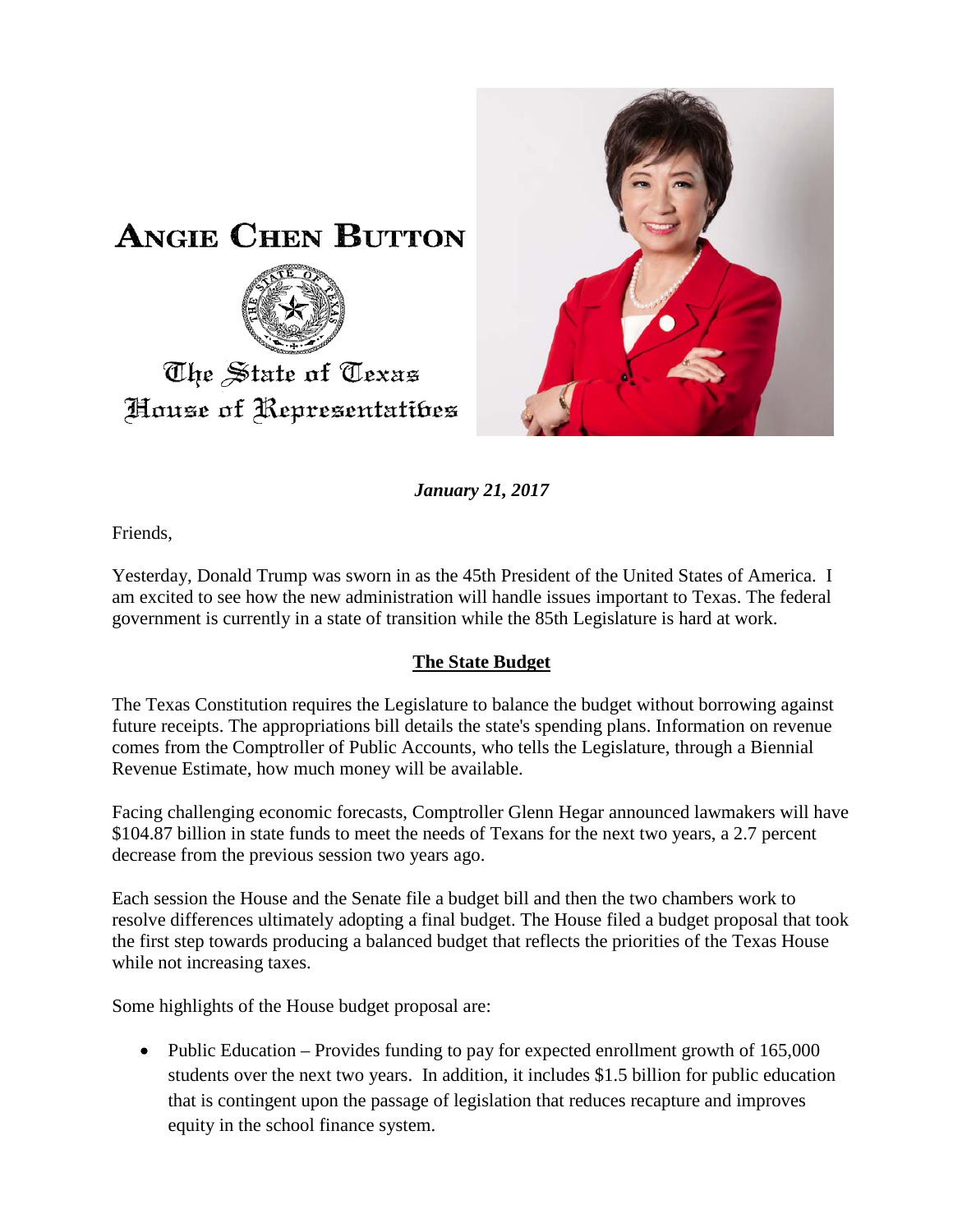# Angie Chen Button

The State of Texas
House of Representatives

***January 21, 2017***

Friends,

Yesterday, Donald Trump was sworn in as the 45th President of the United States of America. I am excited to see how the new administration will handle issues important to Texas. The federal government is currently in a state of transition while the 85th Legislature is hard at work.

## The State Budget

The Texas Constitution requires the Legislature to balance the budget without borrowing against future receipts. The appropriations bill details the state's spending plans. Information on revenue comes from the Comptroller of Public Accounts, who tells the Legislature, through a Biennial Revenue Estimate, how much money will be available.

Facing challenging economic forecasts, Comptroller Glenn Hegar announced lawmakers will have $104.87 billion in state funds to meet the needs of Texans for the next two years, a 2.7 percent decrease from the previous session two years ago.

Each session the House and the Senate file a budget bill and then the two chambers work to resolve differences ultimately adopting a final budget. The House filed a budget proposal that took the first step towards producing a balanced budget that reflects the priorities of the Texas House while not increasing taxes.

Some highlights of the House budget proposal are:

- Public Education – Provides funding to pay for expected enrollment growth of 165,000 students over the next two years. In addition, it includes $1.5 billion for public education that is contingent upon the passage of legislation that reduces recapture and improves equity in the school finance system.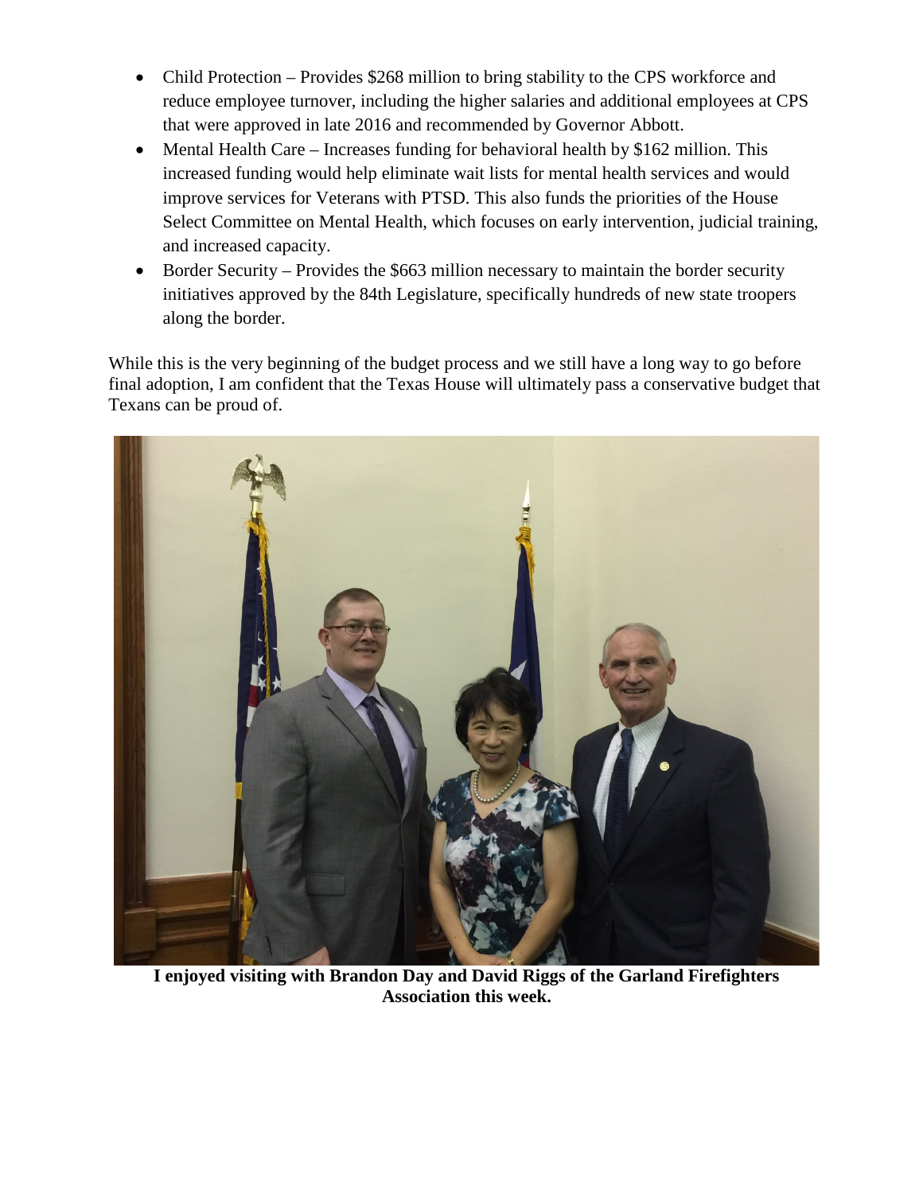- Child Protection – Provides $268 million to bring stability to the CPS workforce and reduce employee turnover, including the higher salaries and additional employees at CPS that were approved in late 2016 and recommended by Governor Abbott.
- Mental Health Care – Increases funding for behavioral health by $162 million. This increased funding would help eliminate wait lists for mental health services and would improve services for Veterans with PTSD. This also funds the priorities of the House Select Committee on Mental Health, which focuses on early intervention, judicial training, and increased capacity.
- Border Security – Provides the $663 million necessary to maintain the border security initiatives approved by the 84th Legislature, specifically hundreds of new state troopers along the border.

While this is the very beginning of the budget process and we still have a long way to go before final adoption, I am confident that the Texas House will ultimately pass a conservative budget that Texans can be proud of.

**I enjoyed visiting with Brandon Day and David Riggs of the Garland Firefighters Association this week.**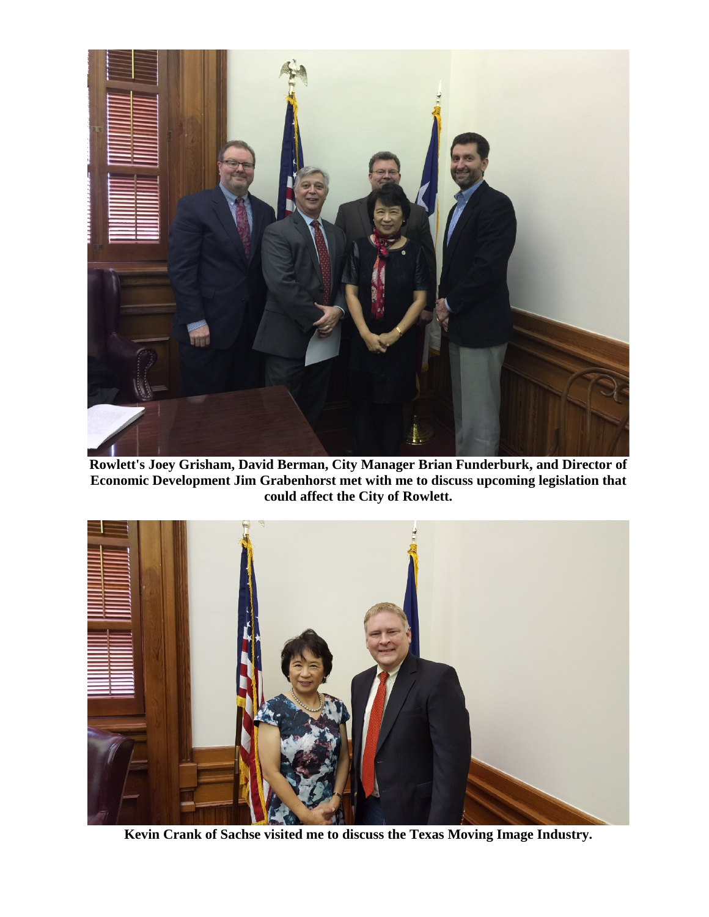**Rowlett's Joey Grisham, David Berman, City Manager Brian Funderburk, and Director of Economic Development Jim Grabenhorst met with me to discuss upcoming legislation that could affect the City of Rowlett.**

**Kevin Crank of Sachse visited me to discuss the Texas Moving Image Industry.**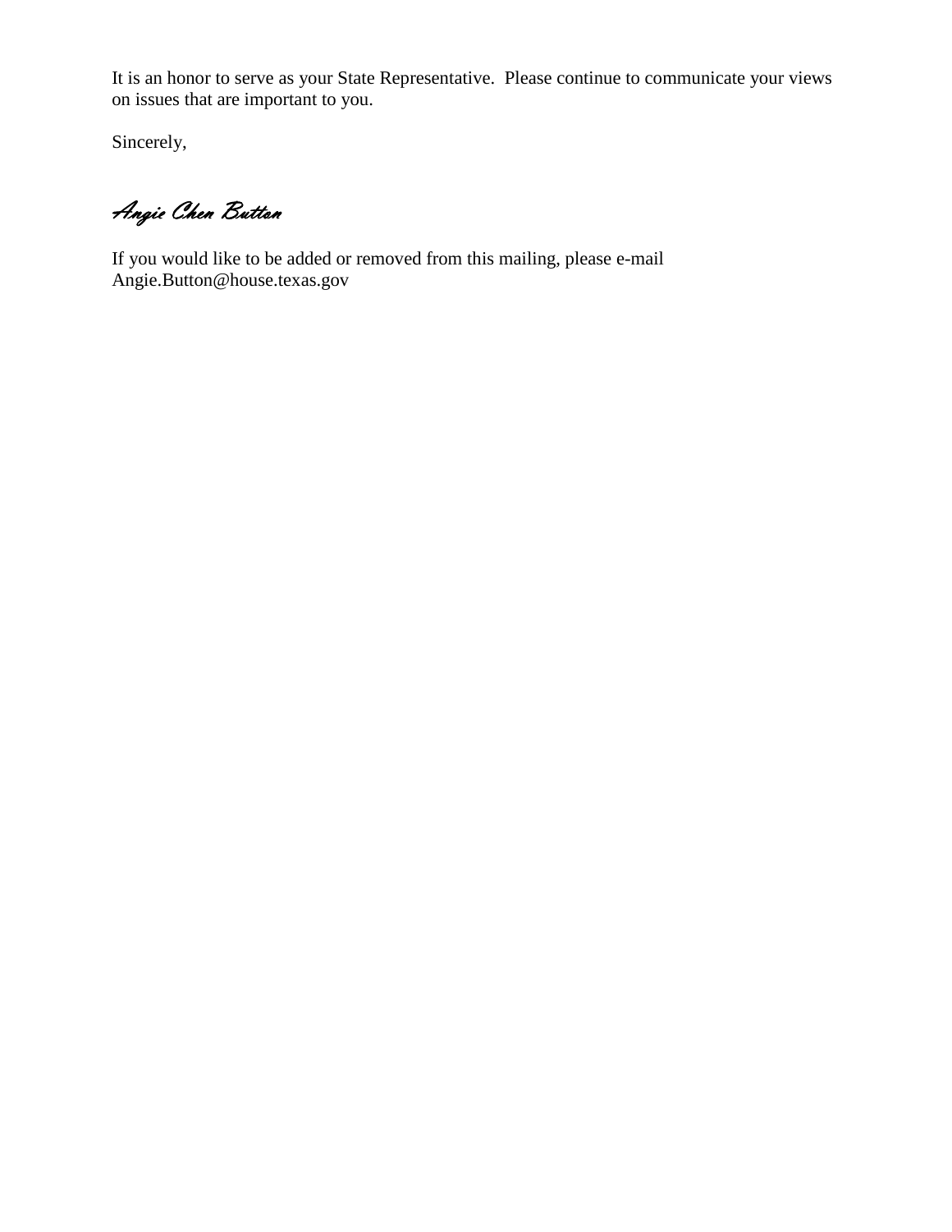It is an honor to serve as your State Representative. Please continue to communicate your views on issues that are important to you.

Sincerely,

*Angie Chen Button*

If you would like to be added or removed from this mailing, please e-mail Angie.Button@house.texas.gov